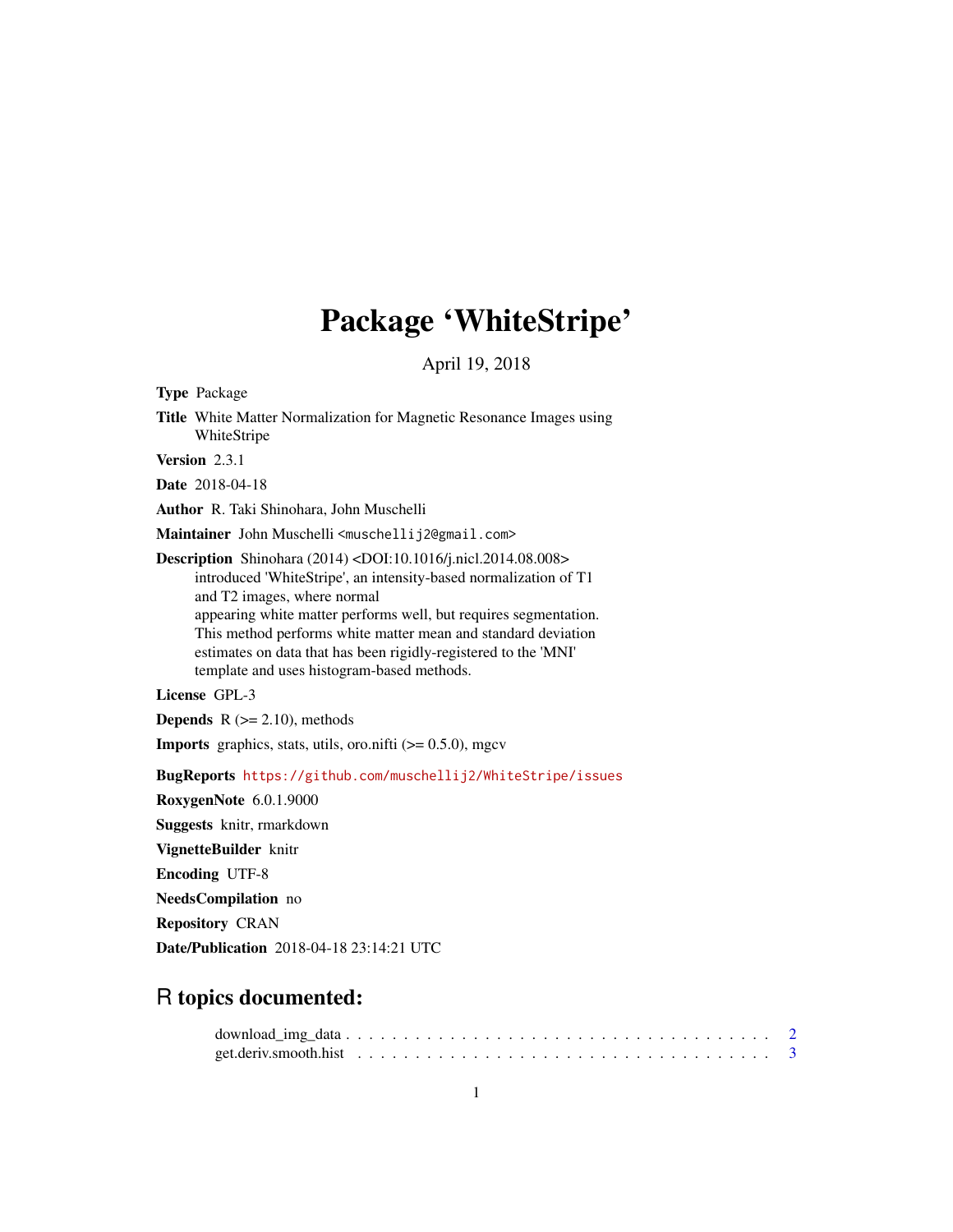# Package 'WhiteStripe'

April 19, 2018

**Type** Package

**Title** White Matter Normalization for Magnetic Resonance Images using WhiteStripe

**Version** 2.3.1

**Date** 2018-04-18

**Author** R. Taki Shinohara, John Muschelli

**Maintainer** John Muschelli <muschellij2@gmail.com>

**Description** Shinohara (2014) <DOI:10.1016/j.nicl.2014.08.008> introduced 'WhiteStripe', an intensity-based normalization of T1 and T2 images, where normal appearing white matter performs well, but requires segmentation. This method performs white matter mean and standard deviation estimates on data that has been rigidly-registered to the 'MNI' template and uses histogram-based methods.

**License** GPL-3

**Depends** R (>= 2.10), methods

**Imports** graphics, stats, utils, oro.nifti (>= 0.5.0), mgcv

**BugReports** https://github.com/muschellij2/WhiteStripe/issues

**RoxygenNote** 6.0.1.9000

**Suggests** knitr, rmarkdown

**VignetteBuilder** knitr

**Encoding** UTF-8

**NeedsCompilation** no

**Repository** CRAN

**Date/Publication** 2018-04-18 23:14:21 UTC

## R topics documented:

download_img_data . . . . . . . . . . . . . . . . . . . . . . . . . . . . . . . . . . . . 2
get.deriv.smooth.hist . . . . . . . . . . . . . . . . . . . . . . . . . . . . . . . . . . . 3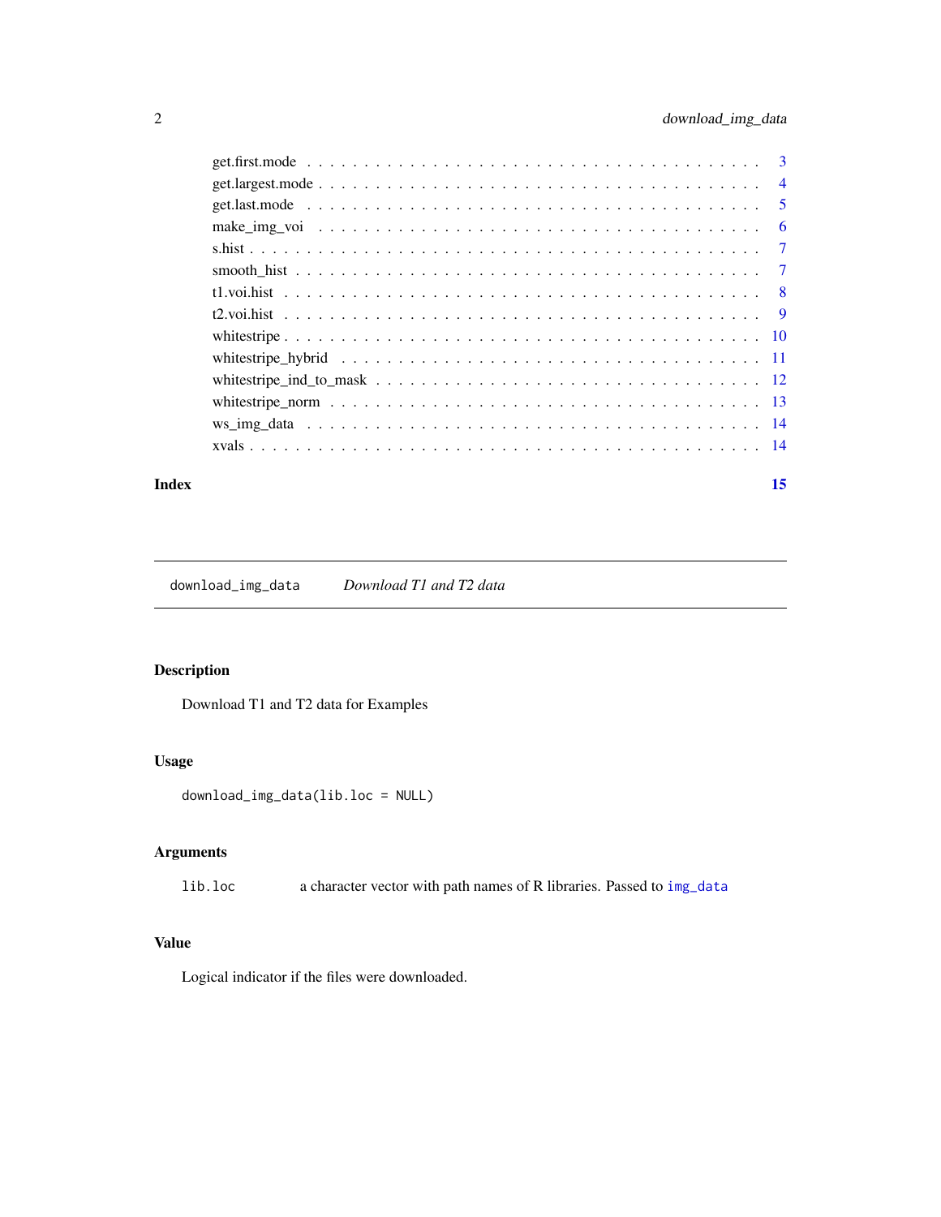get.first.mode . . . . . . . . . . . . . . . . . . . . . . . . . . . . . . . . . . . . . . . 3
get.largest.mode . . . . . . . . . . . . . . . . . . . . . . . . . . . . . . . . . . . . . . 4
get.last.mode . . . . . . . . . . . . . . . . . . . . . . . . . . . . . . . . . . . . . . . 5
make_img_voi . . . . . . . . . . . . . . . . . . . . . . . . . . . . . . . . . . . . . . . 6
s.hist . . . . . . . . . . . . . . . . . . . . . . . . . . . . . . . . . . . . . . . . . . . 7
smooth_hist . . . . . . . . . . . . . . . . . . . . . . . . . . . . . . . . . . . . . . . . 7
t1.voi.hist . . . . . . . . . . . . . . . . . . . . . . . . . . . . . . . . . . . . . . . . 8
t2.voi.hist . . . . . . . . . . . . . . . . . . . . . . . . . . . . . . . . . . . . . . . . 9
whitestripe . . . . . . . . . . . . . . . . . . . . . . . . . . . . . . . . . . . . . . . . 10
whitestripe_hybrid . . . . . . . . . . . . . . . . . . . . . . . . . . . . . . . . . . . . 11
whitestripe_ind_to_mask . . . . . . . . . . . . . . . . . . . . . . . . . . . . . . . . . 12
whitestripe_norm . . . . . . . . . . . . . . . . . . . . . . . . . . . . . . . . . . . . . 13
ws_img_data . . . . . . . . . . . . . . . . . . . . . . . . . . . . . . . . . . . . . . . 14
xvals . . . . . . . . . . . . . . . . . . . . . . . . . . . . . . . . . . . . . . . . . . . 14

**Index** **15**

---

`download_img_data` *Download T1 and T2 data*

---

## Description

Download T1 and T2 data for Examples

## Usage

```
download_img_data(lib.loc = NULL)
```

## Arguments

| | |
|---|---|
| `lib.loc` | a character vector with path names of R libraries. Passed to `img_data` |

## Value

Logical indicator if the files were downloaded.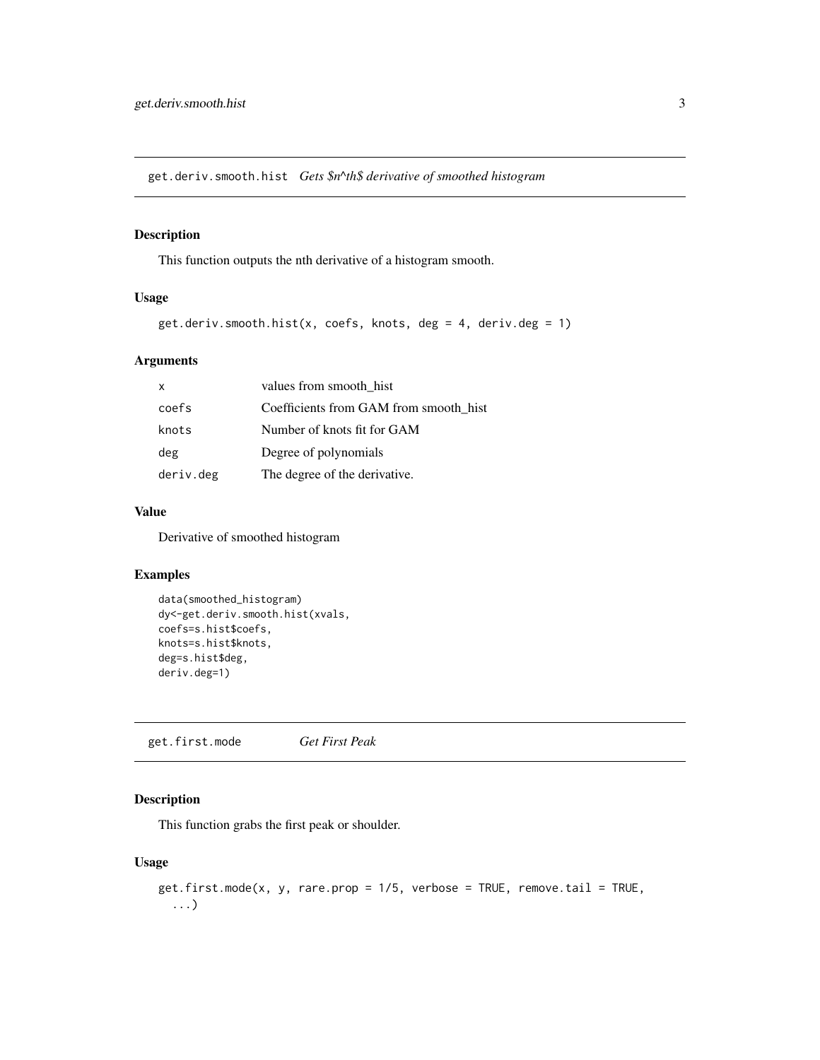## get.deriv.smooth.hist *Gets $n^th$ derivative of smoothed histogram*

### Description

This function outputs the nth derivative of a histogram smooth.

### Usage

```
get.deriv.smooth.hist(x, coefs, knots, deg = 4, deriv.deg = 1)
```

### Arguments

| | |
|---|---|
| x | values from smooth_hist |
| coefs | Coefficients from GAM from smooth_hist |
| knots | Number of knots fit for GAM |
| deg | Degree of polynomials |
| deriv.deg | The degree of the derivative. |

### Value

Derivative of smoothed histogram

### Examples

```
data(smoothed_histogram)
dy<-get.deriv.smooth.hist(xvals,
coefs=s.hist$coefs,
knots=s.hist$knots,
deg=s.hist$deg,
deriv.deg=1)
```

## get.first.mode *Get First Peak*

### Description

This function grabs the first peak or shoulder.

### Usage

```
get.first.mode(x, y, rare.prop = 1/5, verbose = TRUE, remove.tail = TRUE,
  ...)
```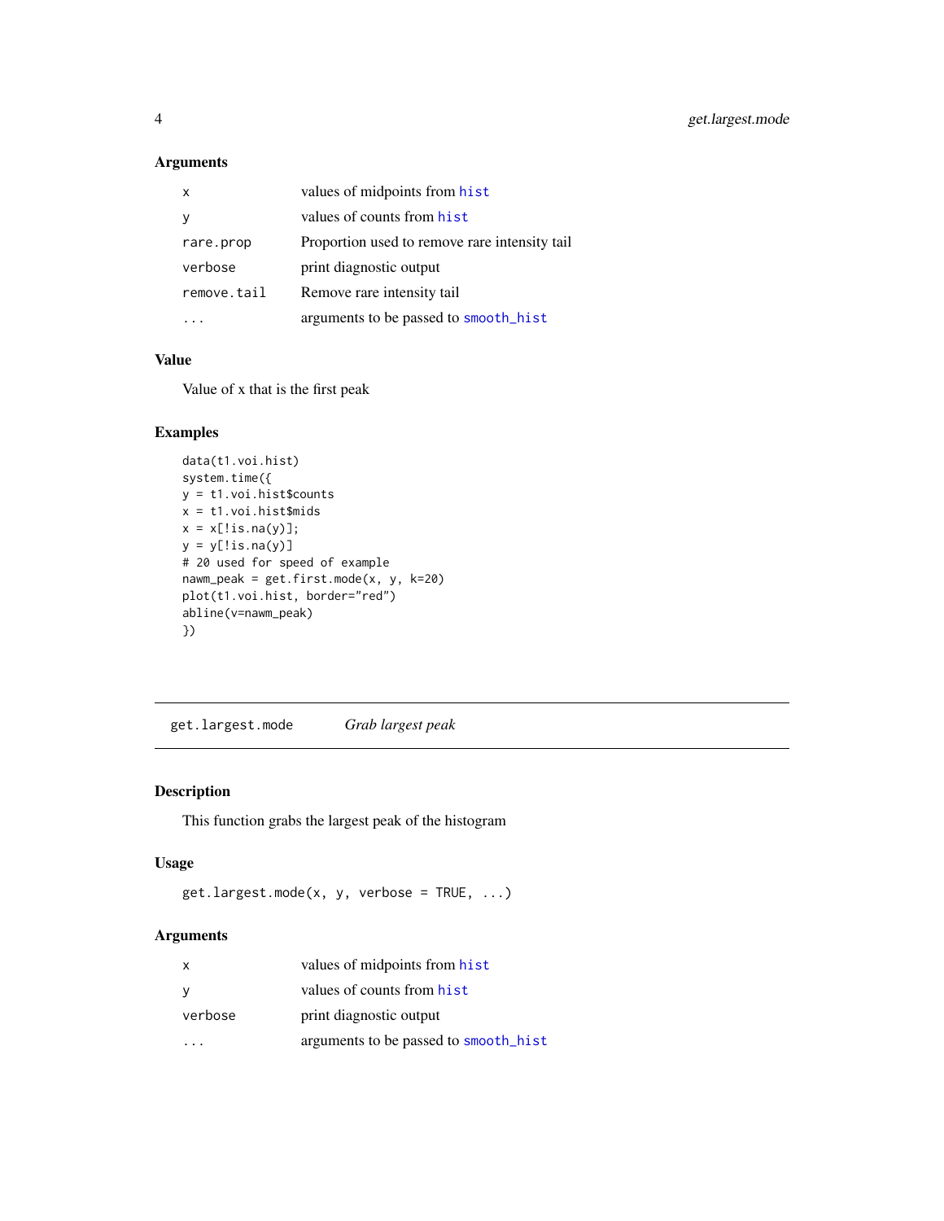### Arguments

| | |
|---|---|
| x | values of midpoints from hist |
| y | values of counts from hist |
| rare.prop | Proportion used to remove rare intensity tail |
| verbose | print diagnostic output |
| remove.tail | Remove rare intensity tail |
| ... | arguments to be passed to smooth_hist |

### Value

Value of x that is the first peak

### Examples

```
data(t1.voi.hist)
system.time({
y = t1.voi.hist$counts
x = t1.voi.hist$mids
x = x[!is.na(y)];
y = y[!is.na(y)]
# 20 used for speed of example
nawm_peak = get.first.mode(x, y, k=20)
plot(t1.voi.hist, border="red")
abline(v=nawm_peak)
})
```

---

## get.largest.mode *Grab largest peak*

### Description

This function grabs the largest peak of the histogram

### Usage

```
get.largest.mode(x, y, verbose = TRUE, ...)
```

### Arguments

| | |
|---|---|
| x | values of midpoints from hist |
| y | values of counts from hist |
| verbose | print diagnostic output |
| ... | arguments to be passed to smooth_hist |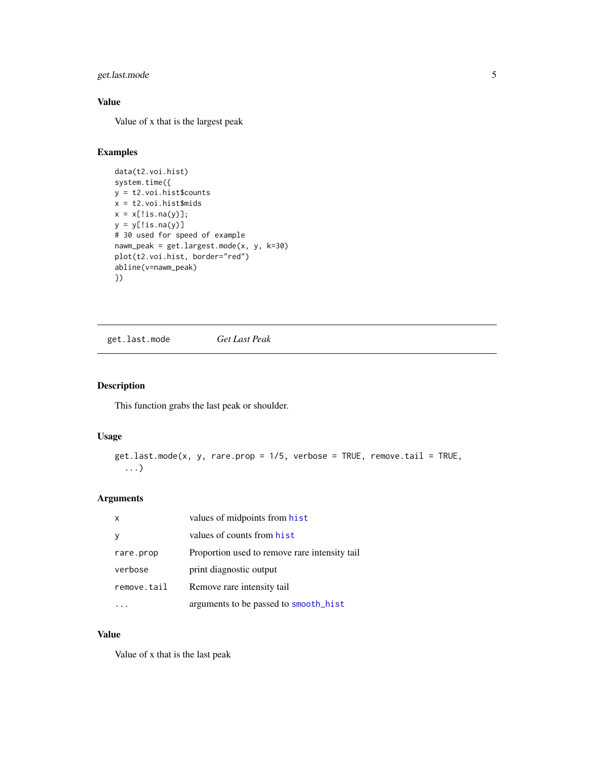### Value

Value of x that is the largest peak

### Examples

```
data(t2.voi.hist)
system.time({
y = t2.voi.hist$counts
x = t2.voi.hist$mids
x = x[!is.na(y)];
y = y[!is.na(y)]
# 30 used for speed of example
nawm_peak = get.largest.mode(x, y, k=30)
plot(t2.voi.hist, border="red")
abline(v=nawm_peak)
})
```

---

## get.last.mode — *Get Last Peak*

### Description

This function grabs the last peak or shoulder.

### Usage

```
get.last.mode(x, y, rare.prop = 1/5, verbose = TRUE, remove.tail = TRUE,
  ...)
```

### Arguments

| | |
|---|---|
| x | values of midpoints from hist |
| y | values of counts from hist |
| rare.prop | Proportion used to remove rare intensity tail |
| verbose | print diagnostic output |
| remove.tail | Remove rare intensity tail |
| ... | arguments to be passed to smooth_hist |

### Value

Value of x that is the last peak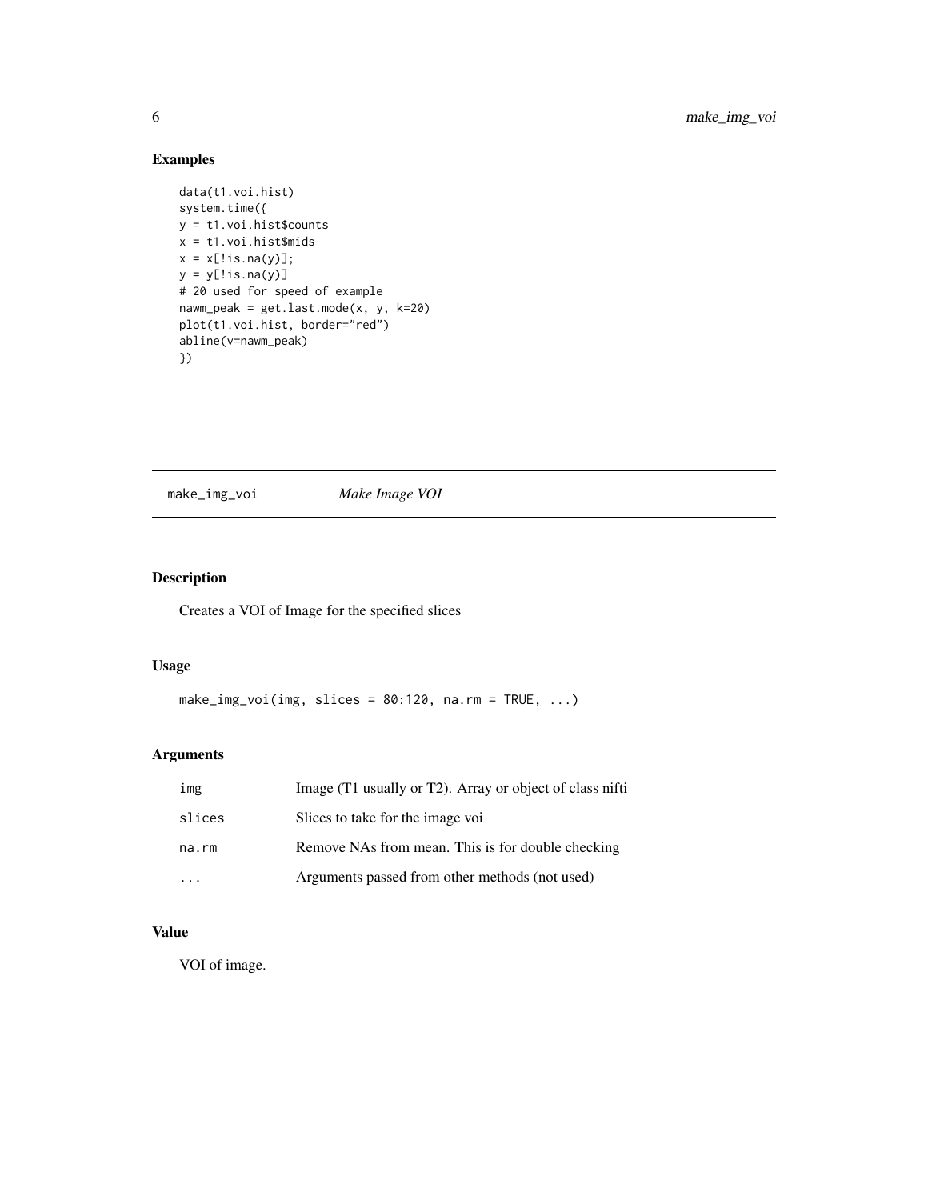## Examples

```
data(t1.voi.hist)
system.time({
y = t1.voi.hist$counts
x = t1.voi.hist$mids
x = x[!is.na(y)];
y = y[!is.na(y)]
# 20 used for speed of example
nawm_peak = get.last.mode(x, y, k=20)
plot(t1.voi.hist, border="red")
abline(v=nawm_peak)
})
```

---

# make_img_voi *Make Image VOI*

---

## Description

Creates a VOI of Image for the specified slices

## Usage

```
make_img_voi(img, slices = 80:120, na.rm = TRUE, ...)
```

## Arguments

| | |
|---|---|
| img | Image (T1 usually or T2). Array or object of class nifti |
| slices | Slices to take for the image voi |
| na.rm | Remove NAs from mean. This is for double checking |
| ... | Arguments passed from other methods (not used) |

## Value

VOI of image.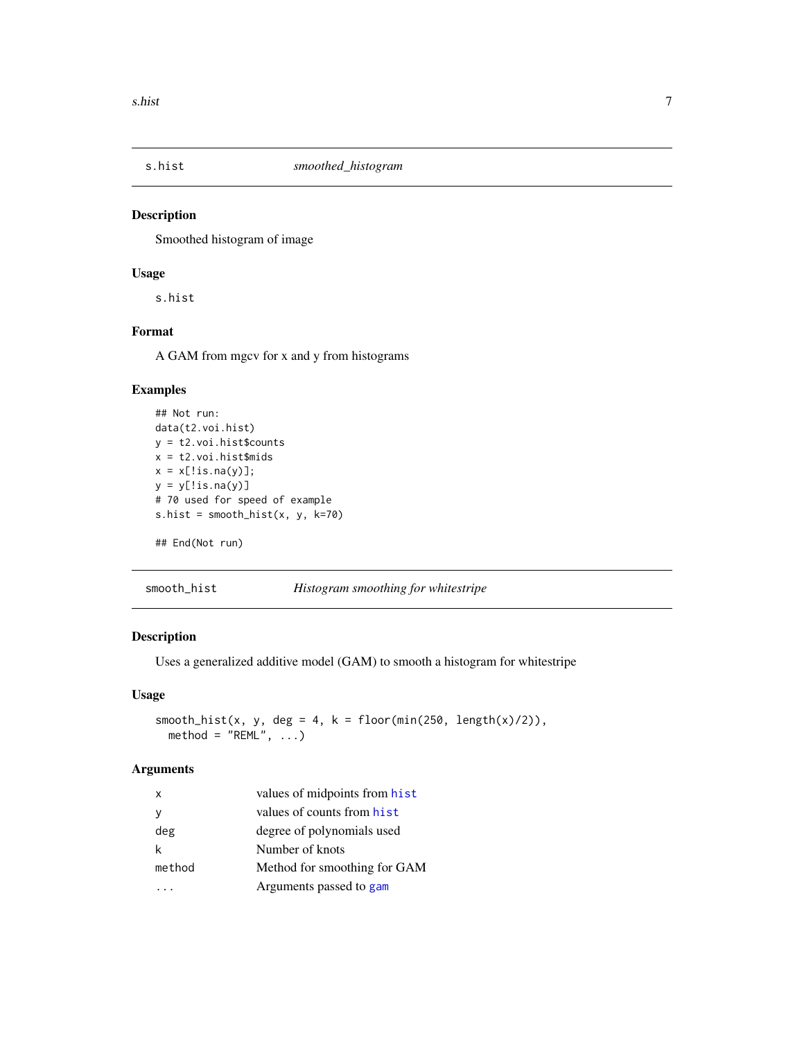## s.hist — *smoothed_histogram*

### Description

Smoothed histogram of image

### Usage

```
s.hist
```

### Format

A GAM from mgcv for x and y from histograms

### Examples

```
## Not run:
data(t2.voi.hist)
y = t2.voi.hist$counts
x = t2.voi.hist$mids
x = x[!is.na(y)];
y = y[!is.na(y)]
# 70 used for speed of example
s.hist = smooth_hist(x, y, k=70)

## End(Not run)
```

## smooth_hist — *Histogram smoothing for whitestripe*

### Description

Uses a generalized additive model (GAM) to smooth a histogram for whitestripe

### Usage

```
smooth_hist(x, y, deg = 4, k = floor(min(250, length(x)/2)),
  method = "REML", ...)
```

### Arguments

| | |
|---|---|
| x | values of midpoints from hist |
| y | values of counts from hist |
| deg | degree of polynomials used |
| k | Number of knots |
| method | Method for smoothing for GAM |
| ... | Arguments passed to gam |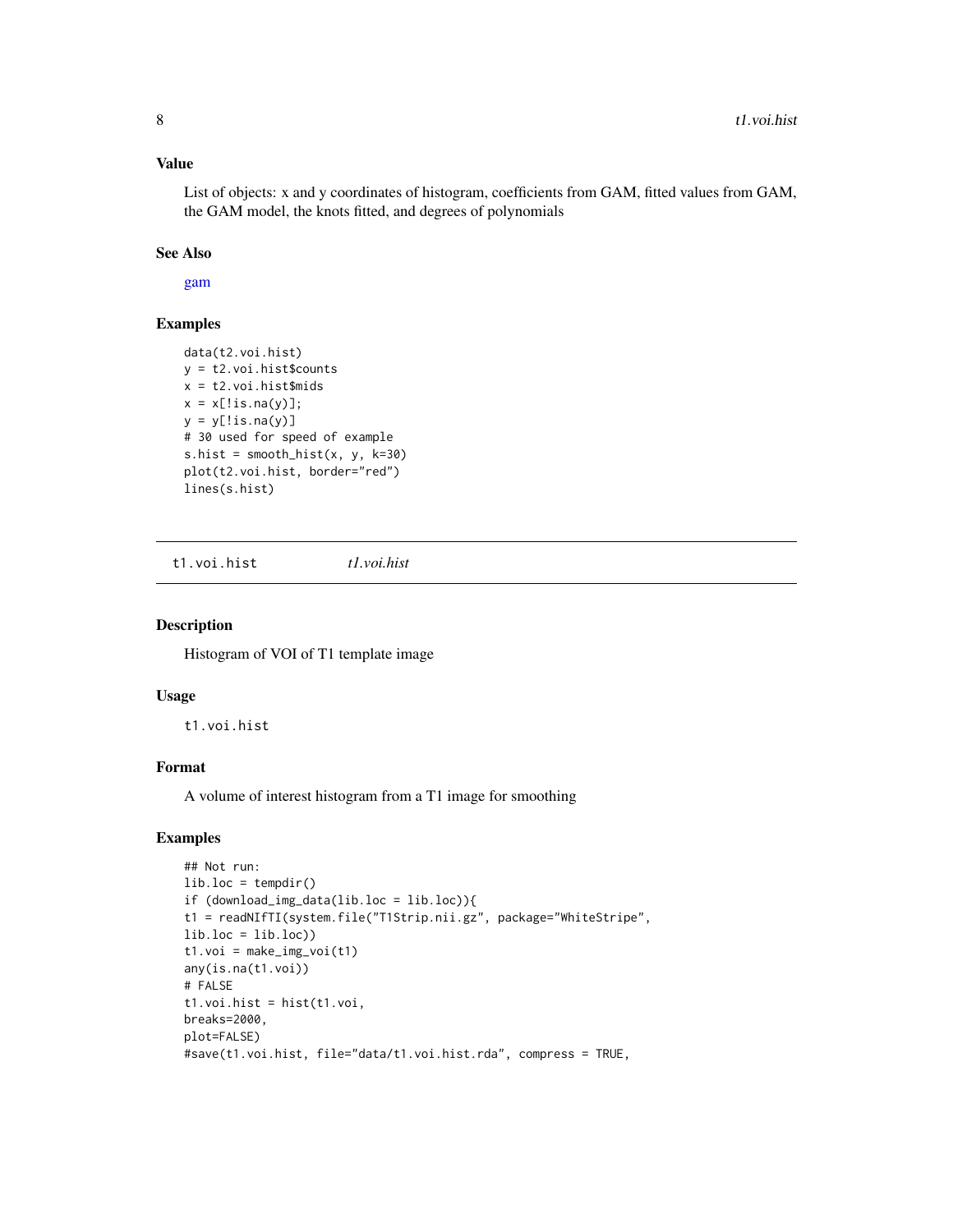### Value

List of objects: x and y coordinates of histogram, coefficients from GAM, fitted values from GAM, the GAM model, the knots fitted, and degrees of polynomials

### See Also

gam

### Examples

```
data(t2.voi.hist)
y = t2.voi.hist$counts
x = t2.voi.hist$mids
x = x[!is.na(y)];
y = y[!is.na(y)]
# 30 used for speed of example
s.hist = smooth_hist(x, y, k=30)
plot(t2.voi.hist, border="red")
lines(s.hist)
```

---

## t1.voi.hist &nbsp;&nbsp;&nbsp; *t1.voi.hist*

### Description

Histogram of VOI of T1 template image

### Usage

```
t1.voi.hist
```

### Format

A volume of interest histogram from a T1 image for smoothing

### Examples

```
## Not run:
lib.loc = tempdir()
if (download_img_data(lib.loc = lib.loc)){
t1 = readNIfTI(system.file("T1Strip.nii.gz", package="WhiteStripe",
lib.loc = lib.loc))
t1.voi = make_img_voi(t1)
any(is.na(t1.voi))
# FALSE
t1.voi.hist = hist(t1.voi,
breaks=2000,
plot=FALSE)
#save(t1.voi.hist, file="data/t1.voi.hist.rda", compress = TRUE,
```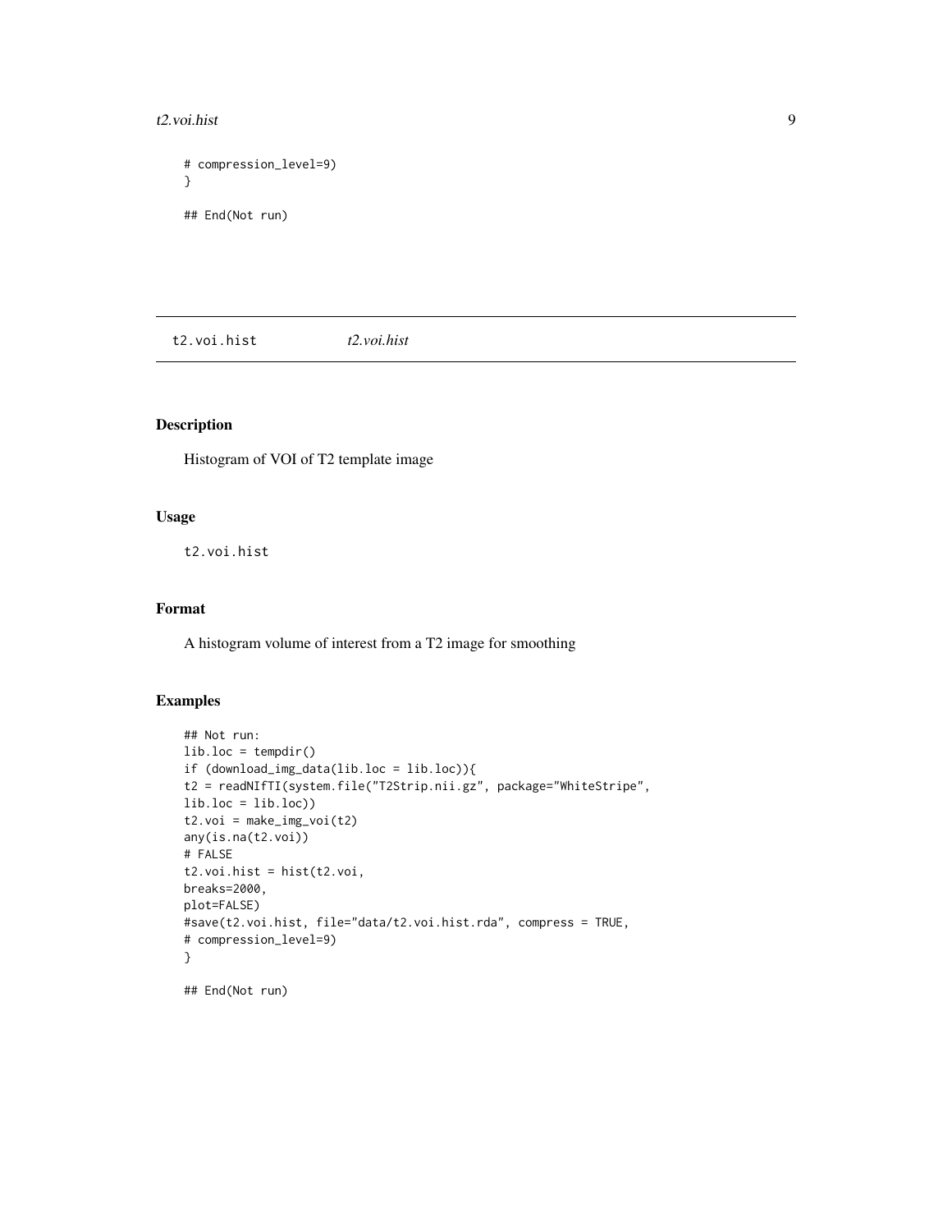```
# compression_level=9)
}

## End(Not run)
```

## t2.voi.hist *t2.voi.hist*

### Description

Histogram of VOI of T2 template image

### Usage

```
t2.voi.hist
```

### Format

A histogram volume of interest from a T2 image for smoothing

### Examples

```
## Not run:
lib.loc = tempdir()
if (download_img_data(lib.loc = lib.loc)){
t2 = readNIfTI(system.file("T2Strip.nii.gz", package="WhiteStripe",
lib.loc = lib.loc))
t2.voi = make_img_voi(t2)
any(is.na(t2.voi))
# FALSE
t2.voi.hist = hist(t2.voi,
breaks=2000,
plot=FALSE)
#save(t2.voi.hist, file="data/t2.voi.hist.rda", compress = TRUE,
# compression_level=9)
}

## End(Not run)
```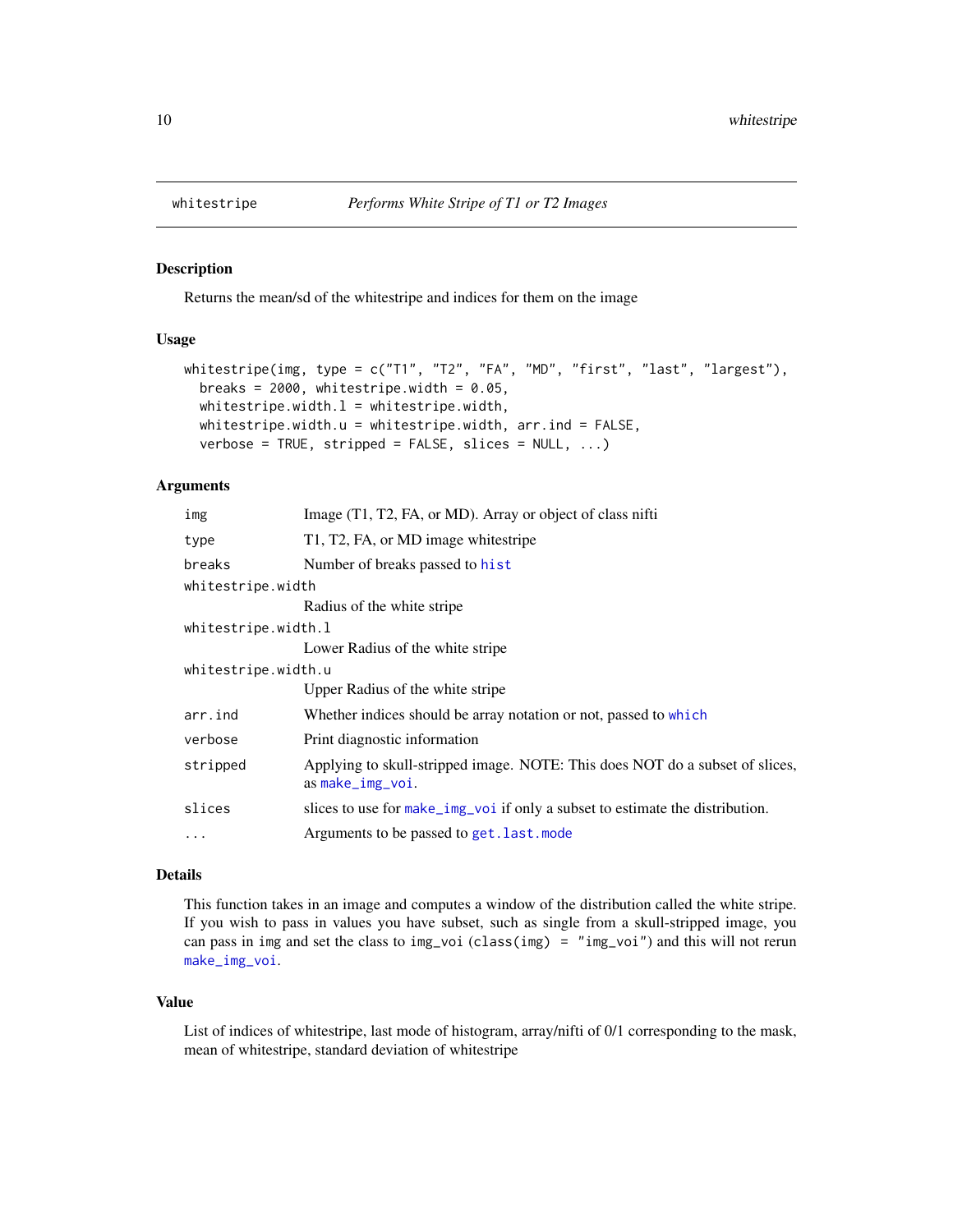whitestripe *Performs White Stripe of T1 or T2 Images*

## Description

Returns the mean/sd of the whitestripe and indices for them on the image

## Usage

```
whitestripe(img, type = c("T1", "T2", "FA", "MD", "first", "last", "largest"),
  breaks = 2000, whitestripe.width = 0.05,
  whitestripe.width.l = whitestripe.width,
  whitestripe.width.u = whitestripe.width, arr.ind = FALSE,
  verbose = TRUE, stripped = FALSE, slices = NULL, ...)
```

## Arguments

| | |
|---|---|
| `img` | Image (T1, T2, FA, or MD). Array or object of class nifti |
| `type` | T1, T2, FA, or MD image whitestripe |
| `breaks` | Number of breaks passed to `hist` |
| `whitestripe.width` | Radius of the white stripe |
| `whitestripe.width.l` | Lower Radius of the white stripe |
| `whitestripe.width.u` | Upper Radius of the white stripe |
| `arr.ind` | Whether indices should be array notation or not, passed to `which` |
| `verbose` | Print diagnostic information |
| `stripped` | Applying to skull-stripped image. NOTE: This does NOT do a subset of slices, as `make_img_voi`. |
| `slices` | slices to use for `make_img_voi` if only a subset to estimate the distribution. |
| `...` | Arguments to be passed to `get.last.mode` |

## Details

This function takes in an image and computes a window of the distribution called the white stripe. If you wish to pass in values you have subset, such as single from a skull-stripped image, you can pass in img and set the class to img_voi (`class(img) = "img_voi"`) and this will not rerun `make_img_voi`.

## Value

List of indices of whitestripe, last mode of histogram, array/nifti of 0/1 corresponding to the mask, mean of whitestripe, standard deviation of whitestripe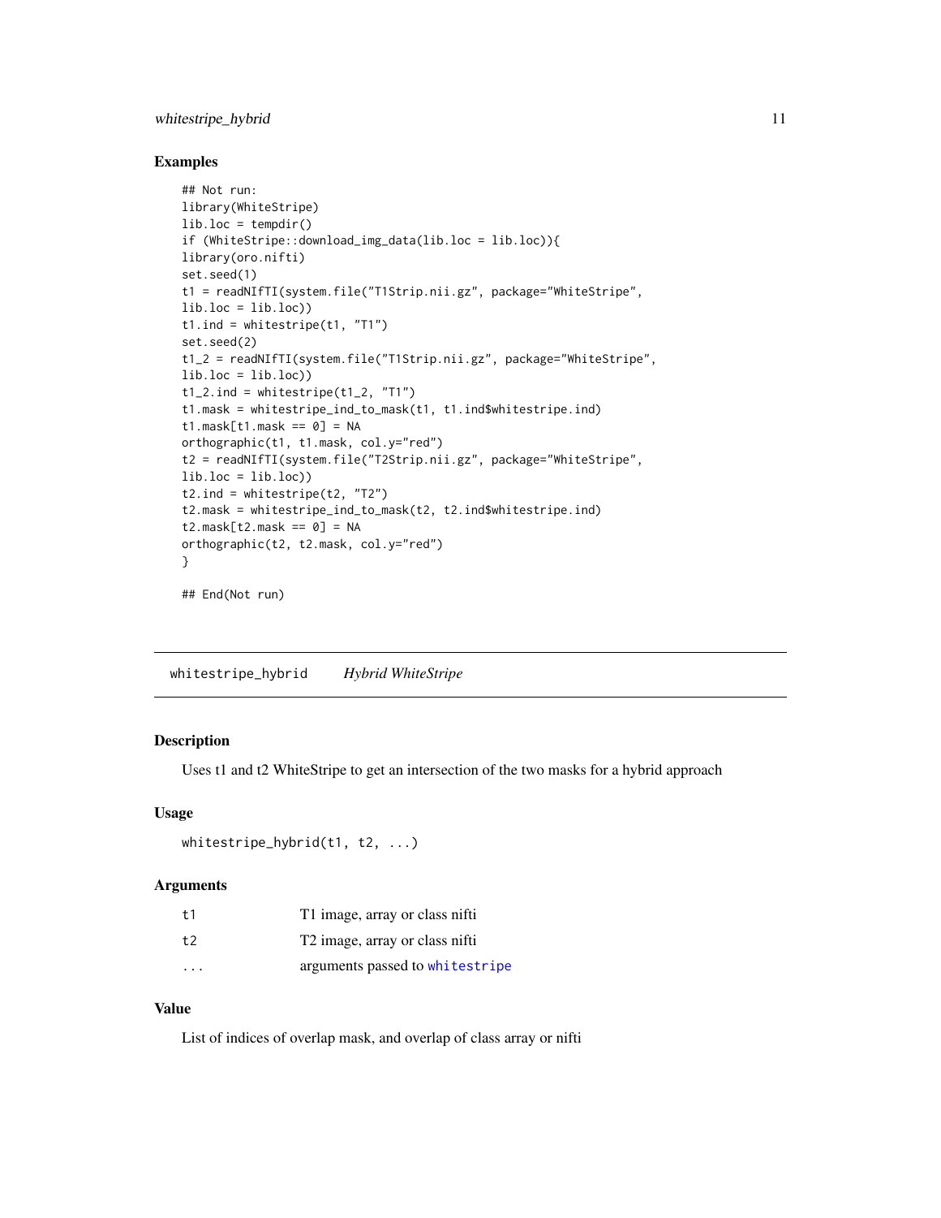## Examples

```
## Not run:
library(WhiteStripe)
lib.loc = tempdir()
if (WhiteStripe::download_img_data(lib.loc = lib.loc)){
library(oro.nifti)
set.seed(1)
t1 = readNIfTI(system.file("T1Strip.nii.gz", package="WhiteStripe",
lib.loc = lib.loc))
t1.ind = whitestripe(t1, "T1")
set.seed(2)
t1_2 = readNIfTI(system.file("T1Strip.nii.gz", package="WhiteStripe",
lib.loc = lib.loc))
t1_2.ind = whitestripe(t1_2, "T1")
t1.mask = whitestripe_ind_to_mask(t1, t1.ind$whitestripe.ind)
t1.mask[t1.mask == 0] = NA
orthographic(t1, t1.mask, col.y="red")
t2 = readNIfTI(system.file("T2Strip.nii.gz", package="WhiteStripe",
lib.loc = lib.loc))
t2.ind = whitestripe(t2, "T2")
t2.mask = whitestripe_ind_to_mask(t2, t2.ind$whitestripe.ind)
t2.mask[t2.mask == 0] = NA
orthographic(t2, t2.mask, col.y="red")
}

## End(Not run)
```

---

# whitestripe_hybrid    *Hybrid WhiteStripe*

---

## Description

Uses t1 and t2 WhiteStripe to get an intersection of the two masks for a hybrid approach

## Usage

```
whitestripe_hybrid(t1, t2, ...)
```

## Arguments

| | |
|---|---|
| `t1` | T1 image, array or class nifti |
| `t2` | T2 image, array or class nifti |
| `...` | arguments passed to `whitestripe` |

## Value

List of indices of overlap mask, and overlap of class array or nifti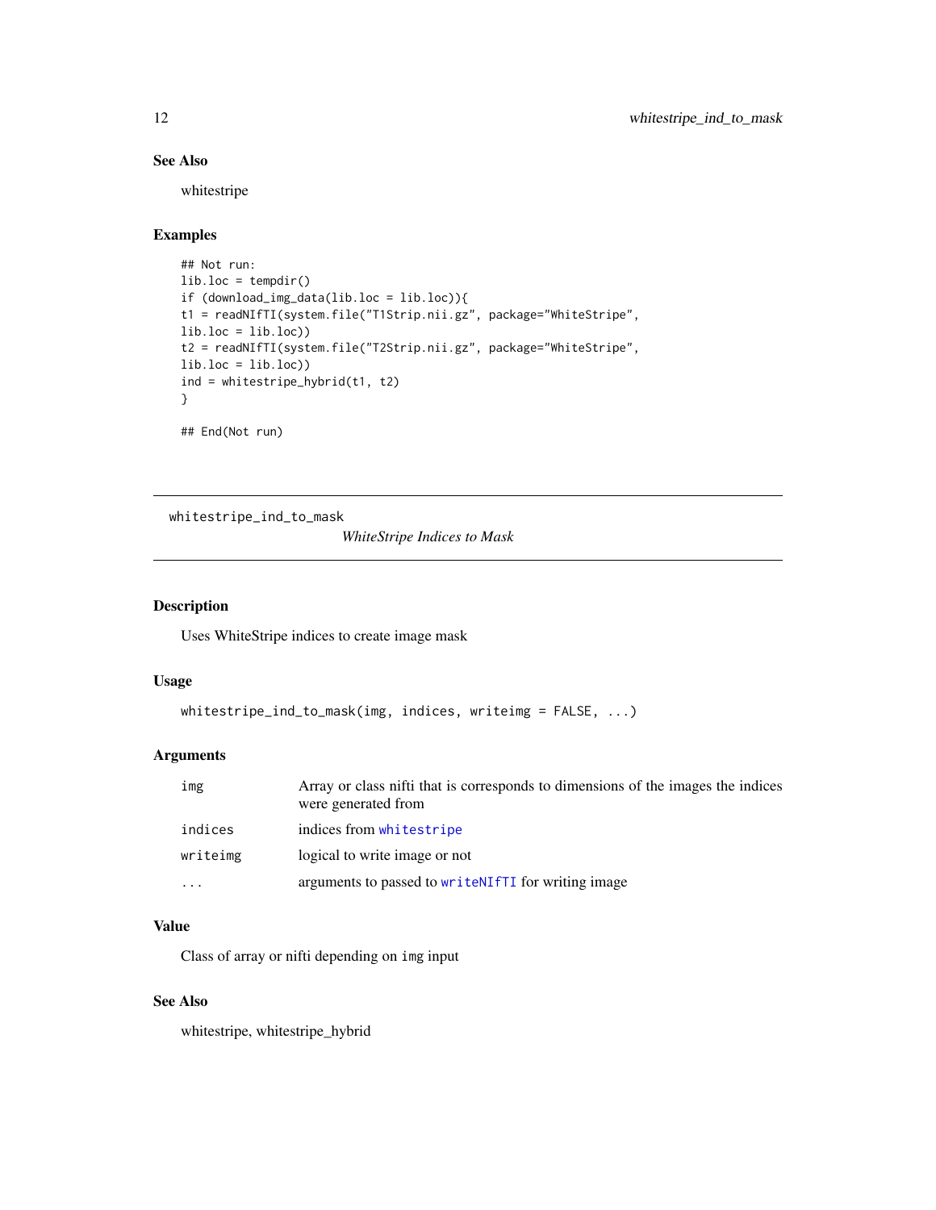## See Also

whitestripe

## Examples

```
## Not run:
lib.loc = tempdir()
if (download_img_data(lib.loc = lib.loc)){
t1 = readNIfTI(system.file("T1Strip.nii.gz", package="WhiteStripe",
lib.loc = lib.loc))
t2 = readNIfTI(system.file("T2Strip.nii.gz", package="WhiteStripe",
lib.loc = lib.loc))
ind = whitestripe_hybrid(t1, t2)
}

## End(Not run)
```

---

# whitestripe_ind_to_mask

*WhiteStripe Indices to Mask*

---

## Description

Uses WhiteStripe indices to create image mask

## Usage

```
whitestripe_ind_to_mask(img, indices, writeimg = FALSE, ...)
```

## Arguments

| | |
|---|---|
| `img` | Array or class nifti that is corresponds to dimensions of the images the indices were generated from |
| `indices` | indices from `whitestripe` |
| `writeimg` | logical to write image or not |
| `...` | arguments to passed to `writeNIfTI` for writing image |

## Value

Class of array or nifti depending on `img` input

## See Also

whitestripe, whitestripe_hybrid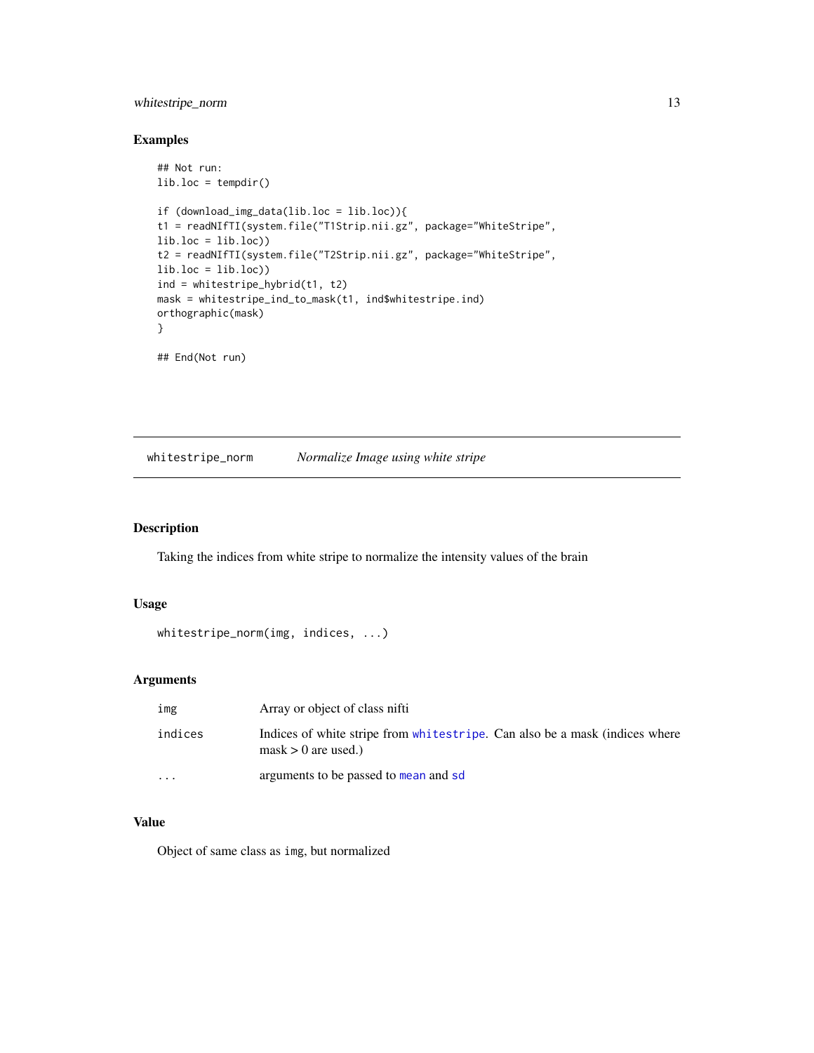## Examples

```
## Not run:
lib.loc = tempdir()

if (download_img_data(lib.loc = lib.loc)){
t1 = readNIfTI(system.file("T1Strip.nii.gz", package="WhiteStripe",
lib.loc = lib.loc))
t2 = readNIfTI(system.file("T2Strip.nii.gz", package="WhiteStripe",
lib.loc = lib.loc))
ind = whitestripe_hybrid(t1, t2)
mask = whitestripe_ind_to_mask(t1, ind$whitestripe.ind)
orthographic(mask)
}

## End(Not run)
```

---

# whitestripe_norm *Normalize Image using white stripe*

## Description

Taking the indices from white stripe to normalize the intensity values of the brain

## Usage

```
whitestripe_norm(img, indices, ...)
```

## Arguments

| | |
|---|---|
| img | Array or object of class nifti |
| indices | Indices of white stripe from whitestripe. Can also be a mask (indices where mask > 0 are used.) |
| ... | arguments to be passed to mean and sd |

## Value

Object of same class as img, but normalized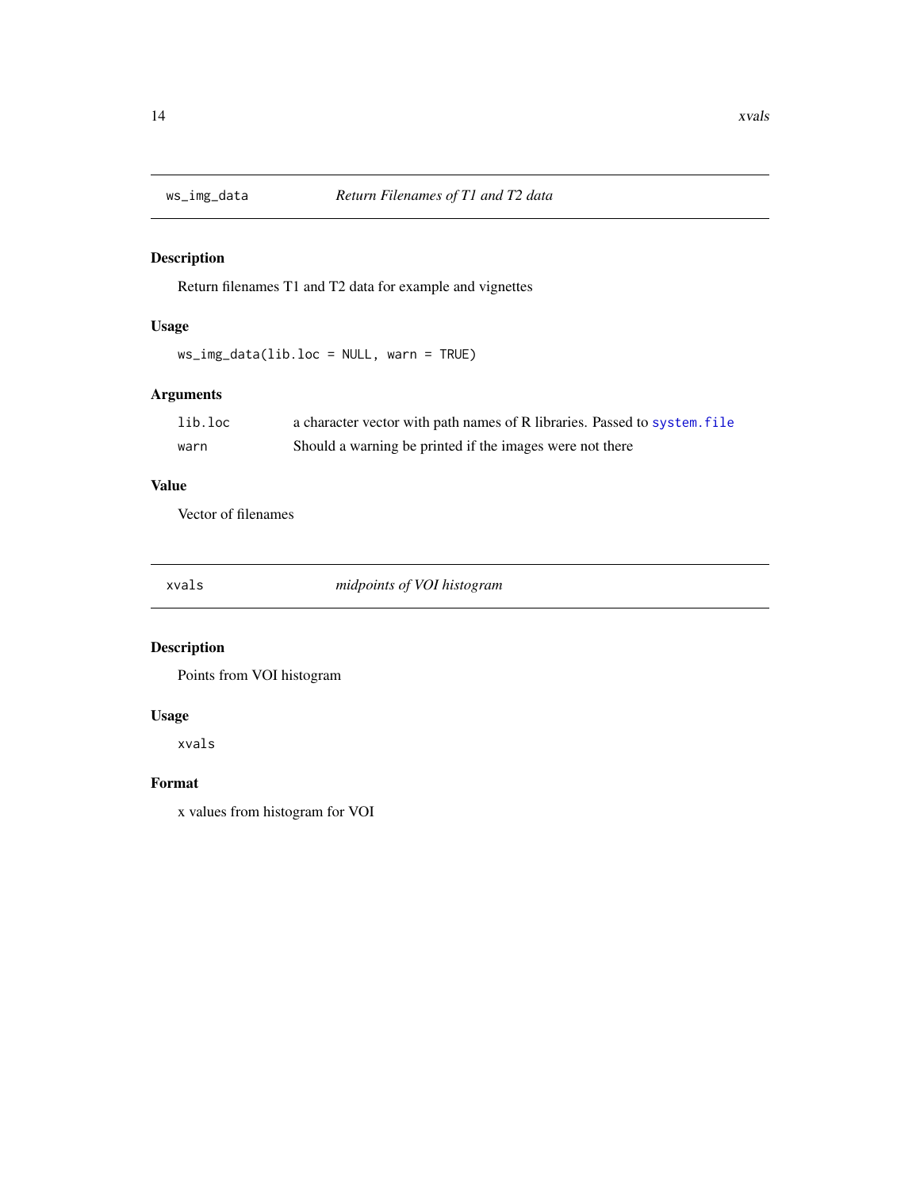## ws_img_data *Return Filenames of T1 and T2 data*

### Description

Return filenames T1 and T2 data for example and vignettes

### Usage

```
ws_img_data(lib.loc = NULL, warn = TRUE)
```

### Arguments

| | |
|---|---|
| lib.loc | a character vector with path names of R libraries. Passed to `system.file` |
| warn | Should a warning be printed if the images were not there |

### Value

Vector of filenames

## xvals *midpoints of VOI histogram*

### Description

Points from VOI histogram

### Usage

```
xvals
```

### Format

x values from histogram for VOI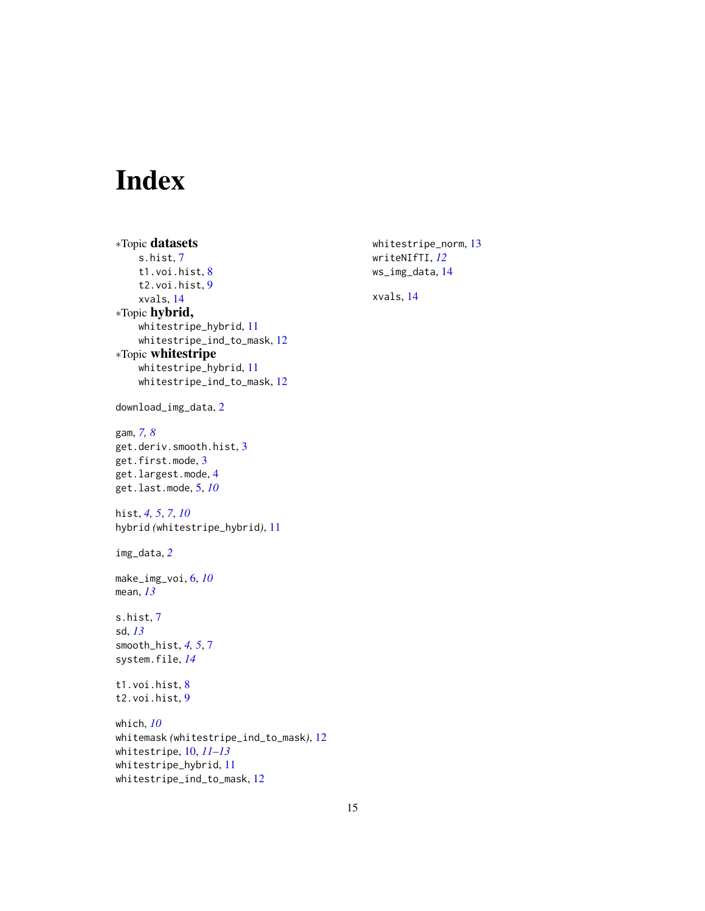# Index

*Topic **datasets**
    s.hist, 7
    t1.voi.hist, 8
    t2.voi.hist, 9
    xvals, 14
*Topic **hybrid,**
    whitestripe_hybrid, 11
    whitestripe_ind_to_mask, 12
*Topic **whitestripe**
    whitestripe_hybrid, 11
    whitestripe_ind_to_mask, 12

download_img_data, 2

gam, *7, 8*
get.deriv.smooth.hist, 3
get.first.mode, 3
get.largest.mode, 4
get.last.mode, 5, *10*

hist, *4, 5*, *7*, *10*
hybrid *(*whitestripe_hybrid*)*, 11

img_data, *2*

make_img_voi, 6, *10*
mean, *13*

s.hist, 7
sd, *13*
smooth_hist, *4, 5*, 7
system.file, *14*

t1.voi.hist, 8
t2.voi.hist, 9

which, *10*
whitemask *(*whitestripe_ind_to_mask*)*, 12
whitestripe, 10, *11–13*
whitestripe_hybrid, 11
whitestripe_ind_to_mask, 12
whitestripe_norm, 13
writeNIfTI, *12*
ws_img_data, 14

xvals, 14